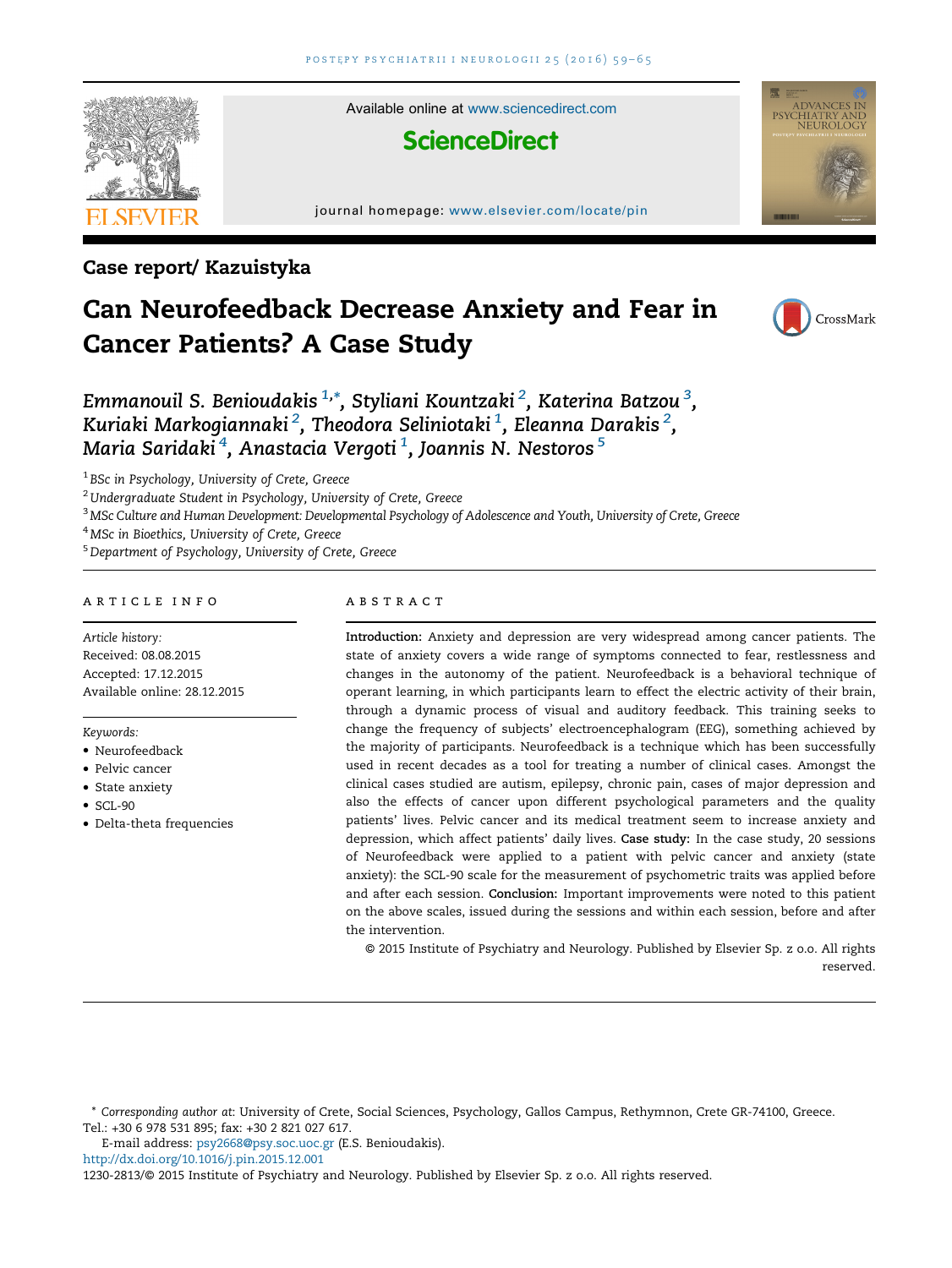Case report/ Kazuistyka

# Can Neurofeedback Decrease Anxiety and Fear in Cancer Patients? A Case Study

*Emmanouil S. Benioudakis* [1,*], *Styliani Kountzaki* [2], *Katerina Batzou* [3], *Kuriaki Markogiannaki* [2], *Theodora Seliniotaki* [1], *Eleanna Darakis* [2], *Maria Saridaki* [4], *Anastacia Vergoti* [1], *Joannis N. Nestoros* [5]

[1] *BSc in Psychology, University of Crete, Greece*
[2] *Undergraduate Student in Psychology, University of Crete, Greece*
[3] *MSc Culture and Human Development: Developmental Psychology of Adolescence and Youth, University of Crete, Greece*
[4] *MSc in Bioethics, University of Crete, Greece*
[5] *Department of Psychology, University of Crete, Greece*

## ARTICLE INFO

*Article history:*
Received: 08.08.2015
Accepted: 17.12.2015
Available online: 28.12.2015

*Keywords:*
- Neurofeedback
- Pelvic cancer
- State anxiety
- SCL-90
- Delta-theta frequencies

## ABSTRACT

**Introduction:** Anxiety and depression are very widespread among cancer patients. The state of anxiety covers a wide range of symptoms connected to fear, restlessness and changes in the autonomy of the patient. Neurofeedback is a behavioral technique of operant learning, in which participants learn to effect the electric activity of their brain, through a dynamic process of visual and auditory feedback. This training seeks to change the frequency of subjects' electroencephalogram (EEG), something achieved by the majority of participants. Neurofeedback is a technique which has been successfully used in recent decades as a tool for treating a number of clinical cases. Amongst the clinical cases studied are autism, epilepsy, chronic pain, cases of major depression and also the effects of cancer upon different psychological parameters and the quality patients' lives. Pelvic cancer and its medical treatment seem to increase anxiety and depression, which affect patients' daily lives. **Case study:** In the case study, 20 sessions of Neurofeedback were applied to a patient with pelvic cancer and anxiety (state anxiety): the SCL-90 scale for the measurement of psychometric traits was applied before and after each session. **Conclusion:** Important improvements were noted to this patient on the above scales, issued during the sessions and within each session, before and after the intervention.

© 2015 Institute of Psychiatry and Neurology. Published by Elsevier Sp. z o.o. All rights reserved.

---

\* *Corresponding author at:* University of Crete, Social Sciences, Psychology, Gallos Campus, Rethymnon, Crete GR-74100, Greece. Tel.: +30 6 978 531 895; fax: +30 2 821 027 617.
E-mail address: psy2668@psy.soc.uoc.gr (E.S. Benioudakis).
http://dx.doi.org/10.1016/j.pin.2015.12.001
1230-2813/© 2015 Institute of Psychiatry and Neurology. Published by Elsevier Sp. z o.o. All rights reserved.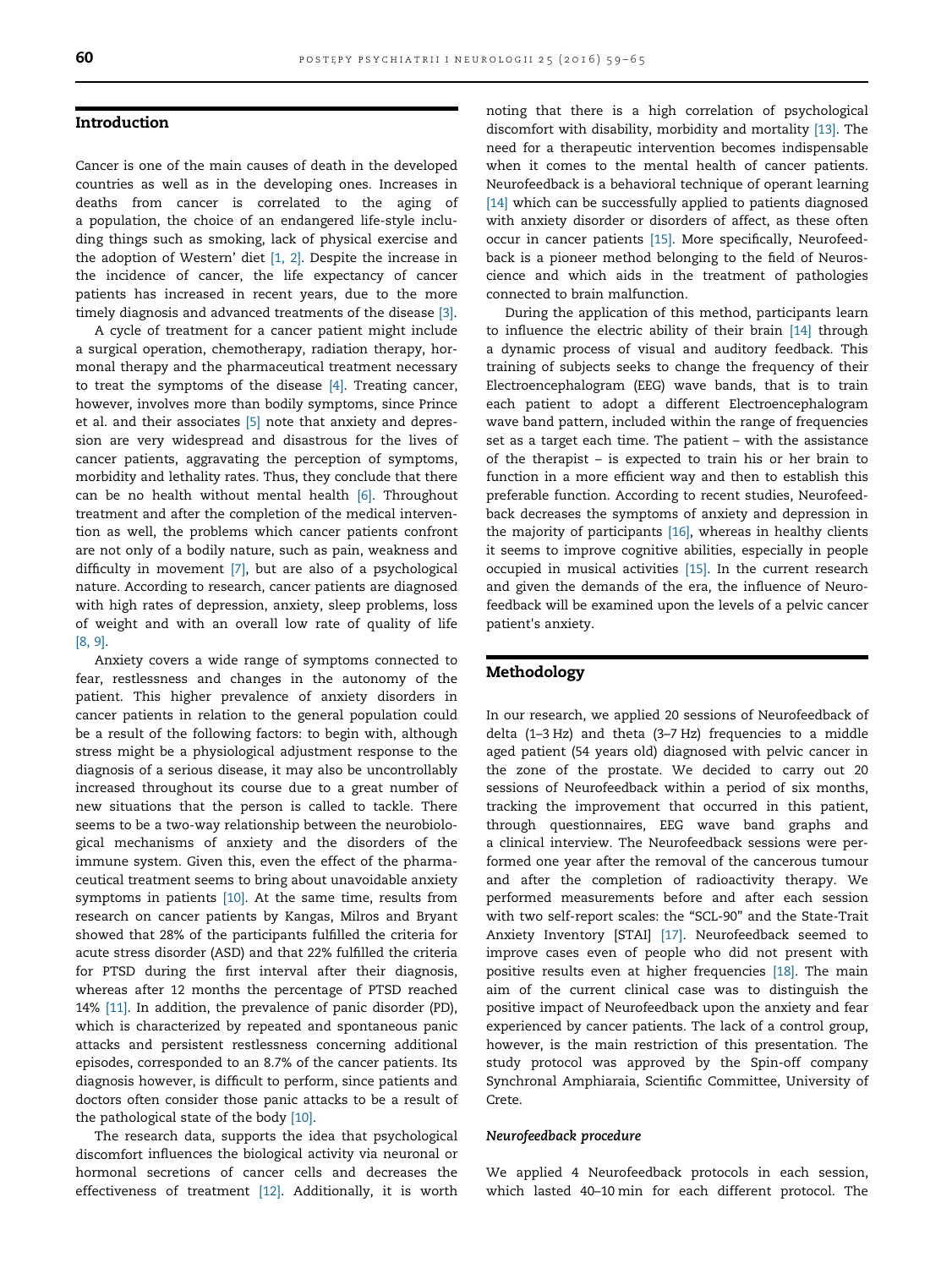## Introduction

Cancer is one of the main causes of death in the developed countries as well as in the developing ones. Increases in deaths from cancer is correlated to the aging of a population, the choice of an endangered life-style including things such as smoking, lack of physical exercise and the adoption of Western' diet [1, 2]. Despite the increase in the incidence of cancer, the life expectancy of cancer patients has increased in recent years, due to the more timely diagnosis and advanced treatments of the disease [3].

A cycle of treatment for a cancer patient might include a surgical operation, chemotherapy, radiation therapy, hormonal therapy and the pharmaceutical treatment necessary to treat the symptoms of the disease [4]. Treating cancer, however, involves more than bodily symptoms, since Prince et al. and their associates [5] note that anxiety and depression are very widespread and disastrous for the lives of cancer patients, aggravating the perception of symptoms, morbidity and lethality rates. Thus, they conclude that there can be no health without mental health [6]. Throughout treatment and after the completion of the medical intervention as well, the problems which cancer patients confront are not only of a bodily nature, such as pain, weakness and difficulty in movement [7], but are also of a psychological nature. According to research, cancer patients are diagnosed with high rates of depression, anxiety, sleep problems, loss of weight and with an overall low rate of quality of life [8, 9].

Anxiety covers a wide range of symptoms connected to fear, restlessness and changes in the autonomy of the patient. This higher prevalence of anxiety disorders in cancer patients in relation to the general population could be a result of the following factors: to begin with, although stress might be a physiological adjustment response to the diagnosis of a serious disease, it may also be uncontrollably increased throughout its course due to a great number of new situations that the person is called to tackle. There seems to be a two-way relationship between the neurobiological mechanisms of anxiety and the disorders of the immune system. Given this, even the effect of the pharmaceutical treatment seems to bring about unavoidable anxiety symptoms in patients [10]. At the same time, results from research on cancer patients by Kangas, Milros and Bryant showed that 28% of the participants fulfilled the criteria for acute stress disorder (ASD) and that 22% fulfilled the criteria for PTSD during the first interval after their diagnosis, whereas after 12 months the percentage of PTSD reached 14% [11]. In addition, the prevalence of panic disorder (PD), which is characterized by repeated and spontaneous panic attacks and persistent restlessness concerning additional episodes, corresponded to an 8.7% of the cancer patients. Its diagnosis however, is difficult to perform, since patients and doctors often consider those panic attacks to be a result of the pathological state of the body [10].

The research data, supports the idea that psychological discomfort influences the biological activity via neuronal or hormonal secretions of cancer cells and decreases the effectiveness of treatment [12]. Additionally, it is worth noting that there is a high correlation of psychological discomfort with disability, morbidity and mortality [13]. The need for a therapeutic intervention becomes indispensable when it comes to the mental health of cancer patients. Neurofeedback is a behavioral technique of operant learning [14] which can be successfully applied to patients diagnosed with anxiety disorder or disorders of affect, as these often occur in cancer patients [15]. More specifically, Neurofeedback is a pioneer method belonging to the field of Neuroscience and which aids in the treatment of pathologies connected to brain malfunction.

During the application of this method, participants learn to influence the electric ability of their brain [14] through a dynamic process of visual and auditory feedback. This training of subjects seeks to change the frequency of their Electroencephalogram (EEG) wave bands, that is to train each patient to adopt a different Electroencephalogram wave band pattern, included within the range of frequencies set as a target each time. The patient – with the assistance of the therapist – is expected to train his or her brain to function in a more efficient way and then to establish this preferable function. According to recent studies, Neurofeedback decreases the symptoms of anxiety and depression in the majority of participants [16], whereas in healthy clients it seems to improve cognitive abilities, especially in people occupied in musical activities [15]. In the current research and given the demands of the era, the influence of Neurofeedback will be examined upon the levels of a pelvic cancer patient's anxiety.

## Methodology

In our research, we applied 20 sessions of Neurofeedback of delta (1–3 Hz) and theta (3–7 Hz) frequencies to a middle aged patient (54 years old) diagnosed with pelvic cancer in the zone of the prostate. We decided to carry out 20 sessions of Neurofeedback within a period of six months, tracking the improvement that occurred in this patient, through questionnaires, EEG wave band graphs and a clinical interview. The Neurofeedback sessions were performed one year after the removal of the cancerous tumour and after the completion of radioactivity therapy. We performed measurements before and after each session with two self-report scales: the "SCL-90" and the State-Trait Anxiety Inventory [STAI] [17]. Neurofeedback seemed to improve cases even of people who did not present with positive results even at higher frequencies [18]. The main aim of the current clinical case was to distinguish the positive impact of Neurofeedback upon the anxiety and fear experienced by cancer patients. The lack of a control group, however, is the main restriction of this presentation. The study protocol was approved by the Spin-off company Synchronal Amphiaraia, Scientific Committee, University of Crete.

### *Neurofeedback procedure*

We applied 4 Neurofeedback protocols in each session, which lasted 40–10 min for each different protocol. The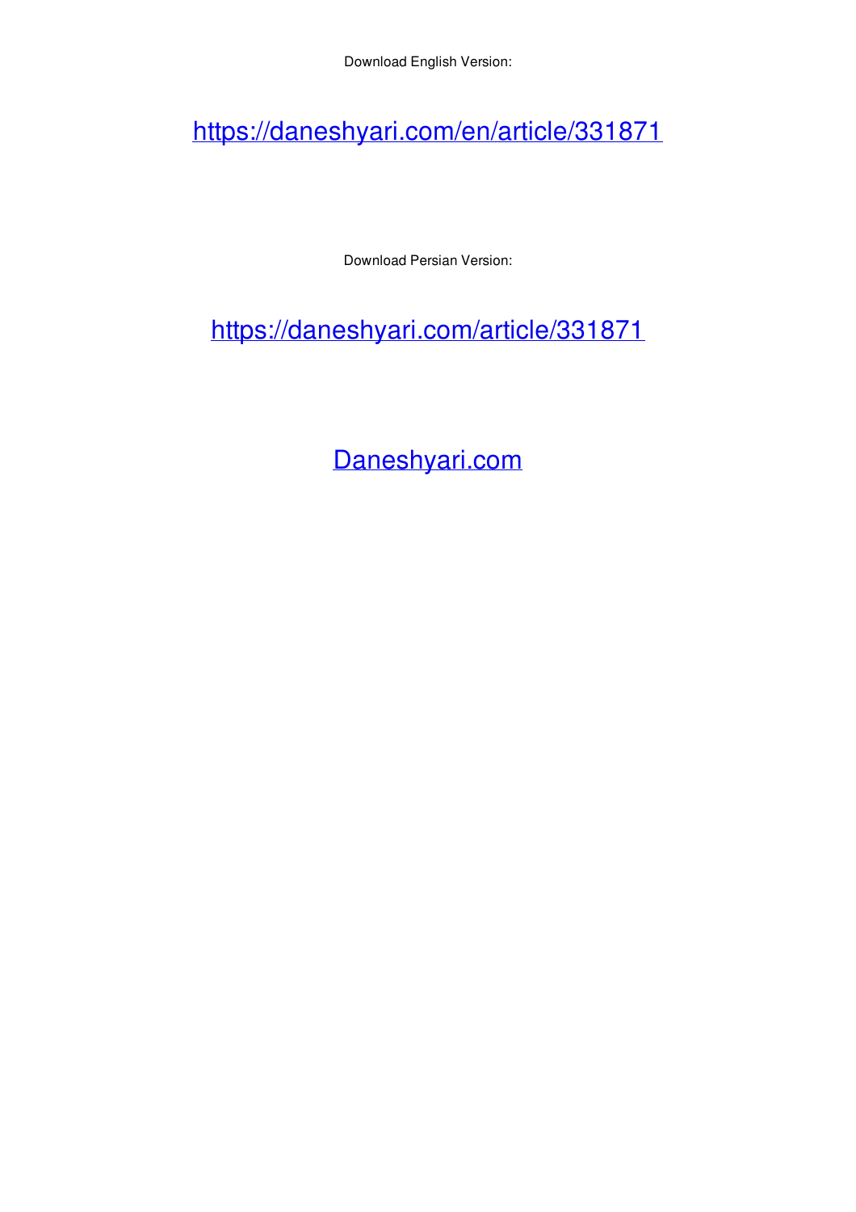Download English Version:

[https://daneshyari.com/en/article/331871](https://daneshyari.com/en/article/331871)

Download Persian Version:

[https://daneshyari.com/article/331871](https://daneshyari.com/article/331871)

[Daneshyari.com](https://daneshyari.com)